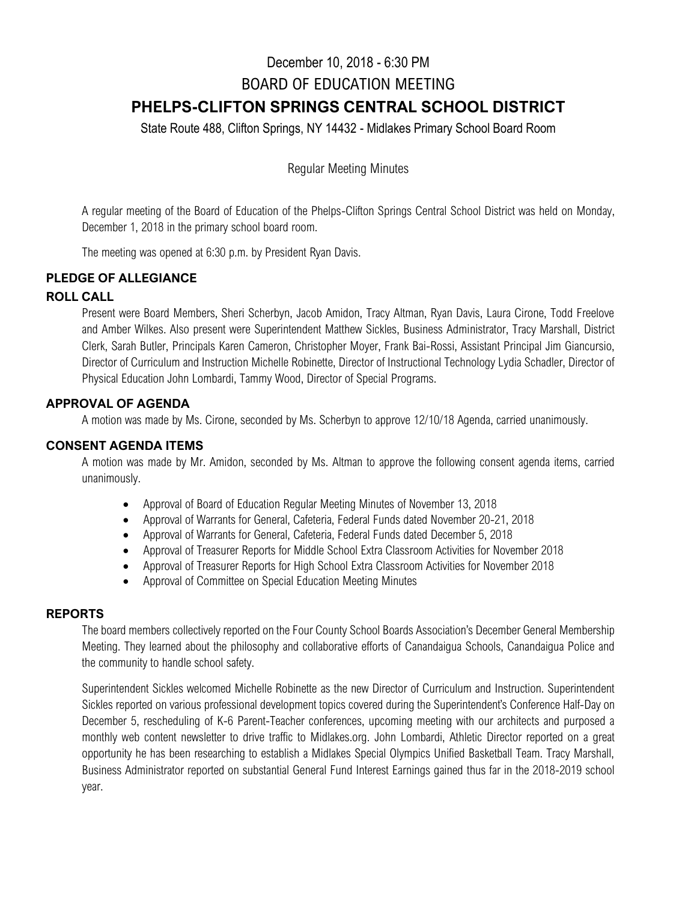December 10, 2018 - 6:30 PM

BOARD OF EDUCATION MEETING

# PHELPS-CLIFTON SPRINGS CENTRAL SCHOOL DISTRICT

State Route 488, Clifton Springs, NY 14432 - Midlakes Primary School Board Room

Regular Meeting Minutes

A regular meeting of the Board of Education of the Phelps-Clifton Springs Central School District was held on Monday, December 1, 2018 in the primary school board room.

The meeting was opened at 6:30 p.m. by President Ryan Davis.

## PLEDGE OF ALLEGIANCE

## ROLL CALL

Present were Board Members, Sheri Scherbyn, Jacob Amidon, Tracy Altman, Ryan Davis, Laura Cirone, Todd Freelove and Amber Wilkes. Also present were Superintendent Matthew Sickles, Business Administrator, Tracy Marshall, District Clerk, Sarah Butler, Principals Karen Cameron, Christopher Moyer, Frank Bai-Rossi, Assistant Principal Jim Giancursio, Director of Curriculum and Instruction Michelle Robinette, Director of Instructional Technology Lydia Schadler, Director of Physical Education John Lombardi, Tammy Wood, Director of Special Programs.

## APPROVAL OF AGENDA

A motion was made by Ms. Cirone, seconded by Ms. Scherbyn to approve 12/10/18 Agenda, carried unanimously.

## CONSENT AGENDA ITEMS

A motion was made by Mr. Amidon, seconded by Ms. Altman to approve the following consent agenda items, carried unanimously.

- Approval of Board of Education Regular Meeting Minutes of November 13, 2018
- Approval of Warrants for General, Cafeteria, Federal Funds dated November 20-21, 2018
- Approval of Warrants for General, Cafeteria, Federal Funds dated December 5, 2018
- Approval of Treasurer Reports for Middle School Extra Classroom Activities for November 2018
- Approval of Treasurer Reports for High School Extra Classroom Activities for November 2018
- Approval of Committee on Special Education Meeting Minutes

## REPORTS

The board members collectively reported on the Four County School Boards Association's December General Membership Meeting. They learned about the philosophy and collaborative efforts of Canandaigua Schools, Canandaigua Police and the community to handle school safety.

Superintendent Sickles welcomed Michelle Robinette as the new Director of Curriculum and Instruction. Superintendent Sickles reported on various professional development topics covered during the Superintendent's Conference Half-Day on December 5, rescheduling of K-6 Parent-Teacher conferences, upcoming meeting with our architects and purposed a monthly web content newsletter to drive traffic to Midlakes.org. John Lombardi, Athletic Director reported on a great opportunity he has been researching to establish a Midlakes Special Olympics Unified Basketball Team. Tracy Marshall, Business Administrator reported on substantial General Fund Interest Earnings gained thus far in the 2018-2019 school year.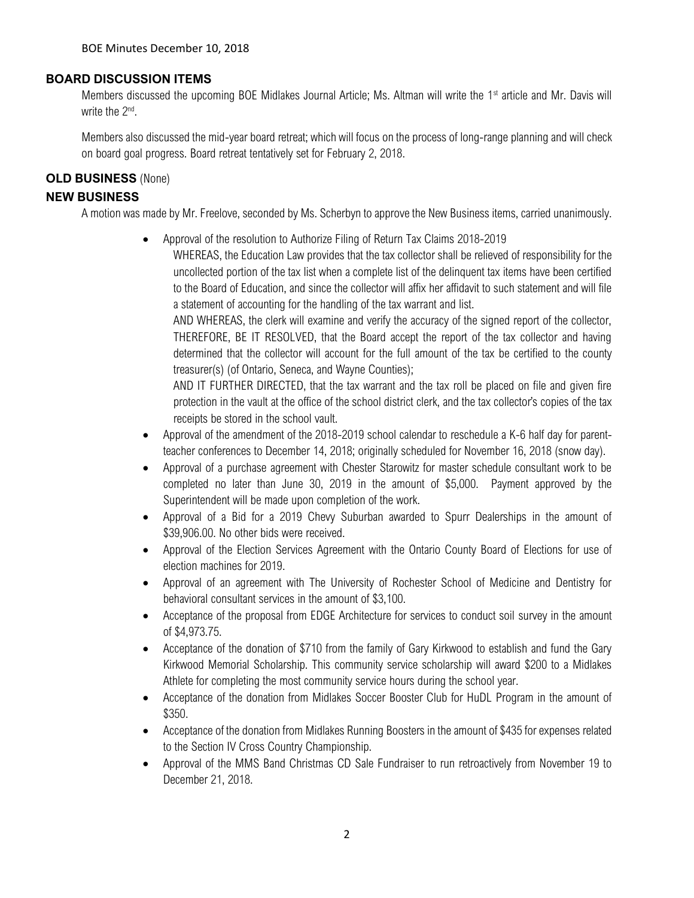## BOARD DISCUSSION ITEMS

Members discussed the upcoming BOE Midlakes Journal Article; Ms. Altman will write the 1st article and Mr. Davis will write the 2nd.

Members also discussed the mid-year board retreat; which will focus on the process of long-range planning and will check on board goal progress. Board retreat tentatively set for February 2, 2018.

## OLD BUSINESS (None)

## NEW BUSINESS

A motion was made by Mr. Freelove, seconded by Ms. Scherbyn to approve the New Business items, carried unanimously.

- Approval of the resolution to Authorize Filing of Return Tax Claims 2018-2019
  WHEREAS, the Education Law provides that the tax collector shall be relieved of responsibility for the uncollected portion of the tax list when a complete list of the delinquent tax items have been certified to the Board of Education, and since the collector will affix her affidavit to such statement and will file a statement of accounting for the handling of the tax warrant and list.
  AND WHEREAS, the clerk will examine and verify the accuracy of the signed report of the collector, THEREFORE, BE IT RESOLVED, that the Board accept the report of the tax collector and having determined that the collector will account for the full amount of the tax be certified to the county treasurer(s) (of Ontario, Seneca, and Wayne Counties);
  AND IT FURTHER DIRECTED, that the tax warrant and the tax roll be placed on file and given fire protection in the vault at the office of the school district clerk, and the tax collector's copies of the tax receipts be stored in the school vault.
- Approval of the amendment of the 2018-2019 school calendar to reschedule a K-6 half day for parent-teacher conferences to December 14, 2018; originally scheduled for November 16, 2018 (snow day).
- Approval of a purchase agreement with Chester Starowitz for master schedule consultant work to be completed no later than June 30, 2019 in the amount of $5,000. Payment approved by the Superintendent will be made upon completion of the work.
- Approval of a Bid for a 2019 Chevy Suburban awarded to Spurr Dealerships in the amount of $39,906.00. No other bids were received.
- Approval of the Election Services Agreement with the Ontario County Board of Elections for use of election machines for 2019.
- Approval of an agreement with The University of Rochester School of Medicine and Dentistry for behavioral consultant services in the amount of $3,100.
- Acceptance of the proposal from EDGE Architecture for services to conduct soil survey in the amount of $4,973.75.
- Acceptance of the donation of $710 from the family of Gary Kirkwood to establish and fund the Gary Kirkwood Memorial Scholarship. This community service scholarship will award $200 to a Midlakes Athlete for completing the most community service hours during the school year.
- Acceptance of the donation from Midlakes Soccer Booster Club for HuDL Program in the amount of $350.
- Acceptance of the donation from Midlakes Running Boosters in the amount of $435 for expenses related to the Section IV Cross Country Championship.
- Approval of the MMS Band Christmas CD Sale Fundraiser to run retroactively from November 19 to December 21, 2018.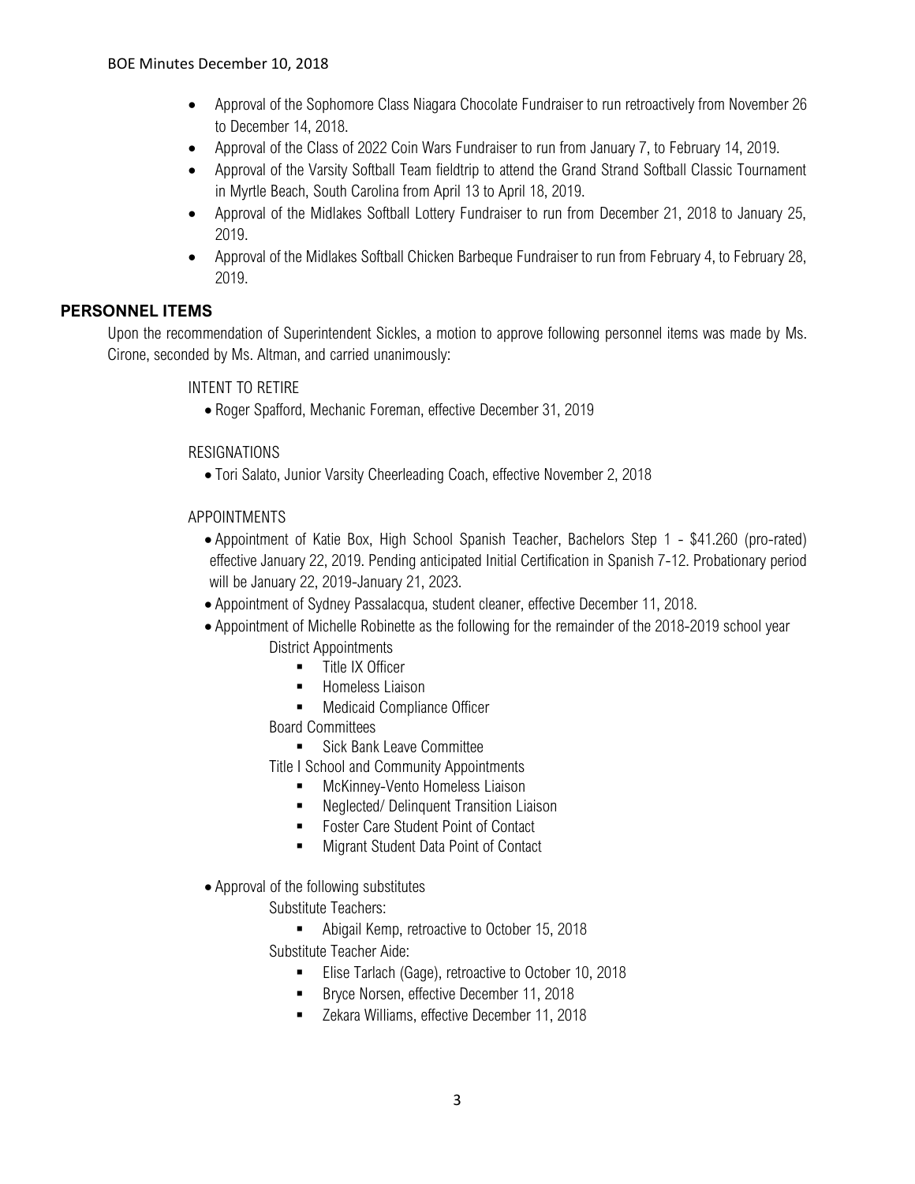- Approval of the Sophomore Class Niagara Chocolate Fundraiser to run retroactively from November 26 to December 14, 2018.
- Approval of the Class of 2022 Coin Wars Fundraiser to run from January 7, to February 14, 2019.
- Approval of the Varsity Softball Team fieldtrip to attend the Grand Strand Softball Classic Tournament in Myrtle Beach, South Carolina from April 13 to April 18, 2019.
- Approval of the Midlakes Softball Lottery Fundraiser to run from December 21, 2018 to January 25, 2019.
- Approval of the Midlakes Softball Chicken Barbeque Fundraiser to run from February 4, to February 28, 2019.

## PERSONNEL ITEMS

Upon the recommendation of Superintendent Sickles, a motion to approve following personnel items was made by Ms. Cirone, seconded by Ms. Altman, and carried unanimously:

INTENT TO RETIRE

- Roger Spafford, Mechanic Foreman, effective December 31, 2019

RESIGNATIONS

- Tori Salato, Junior Varsity Cheerleading Coach, effective November 2, 2018

APPOINTMENTS

- Appointment of Katie Box, High School Spanish Teacher, Bachelors Step 1 - $41.260 (pro-rated) effective January 22, 2019. Pending anticipated Initial Certification in Spanish 7-12. Probationary period will be January 22, 2019-January 21, 2023.
- Appointment of Sydney Passalacqua, student cleaner, effective December 11, 2018.
- Appointment of Michelle Robinette as the following for the remainder of the 2018-2019 school year

  District Appointments
  - Title IX Officer
  - Homeless Liaison
  - Medicaid Compliance Officer

  Board Committees
  - Sick Bank Leave Committee

  Title I School and Community Appointments
  - McKinney-Vento Homeless Liaison
  - Neglected/ Delinquent Transition Liaison
  - Foster Care Student Point of Contact
  - Migrant Student Data Point of Contact

- Approval of the following substitutes

  Substitute Teachers:
  - Abigail Kemp, retroactive to October 15, 2018

  Substitute Teacher Aide:
  - Elise Tarlach (Gage), retroactive to October 10, 2018
  - Bryce Norsen, effective December 11, 2018
  - Zekara Williams, effective December 11, 2018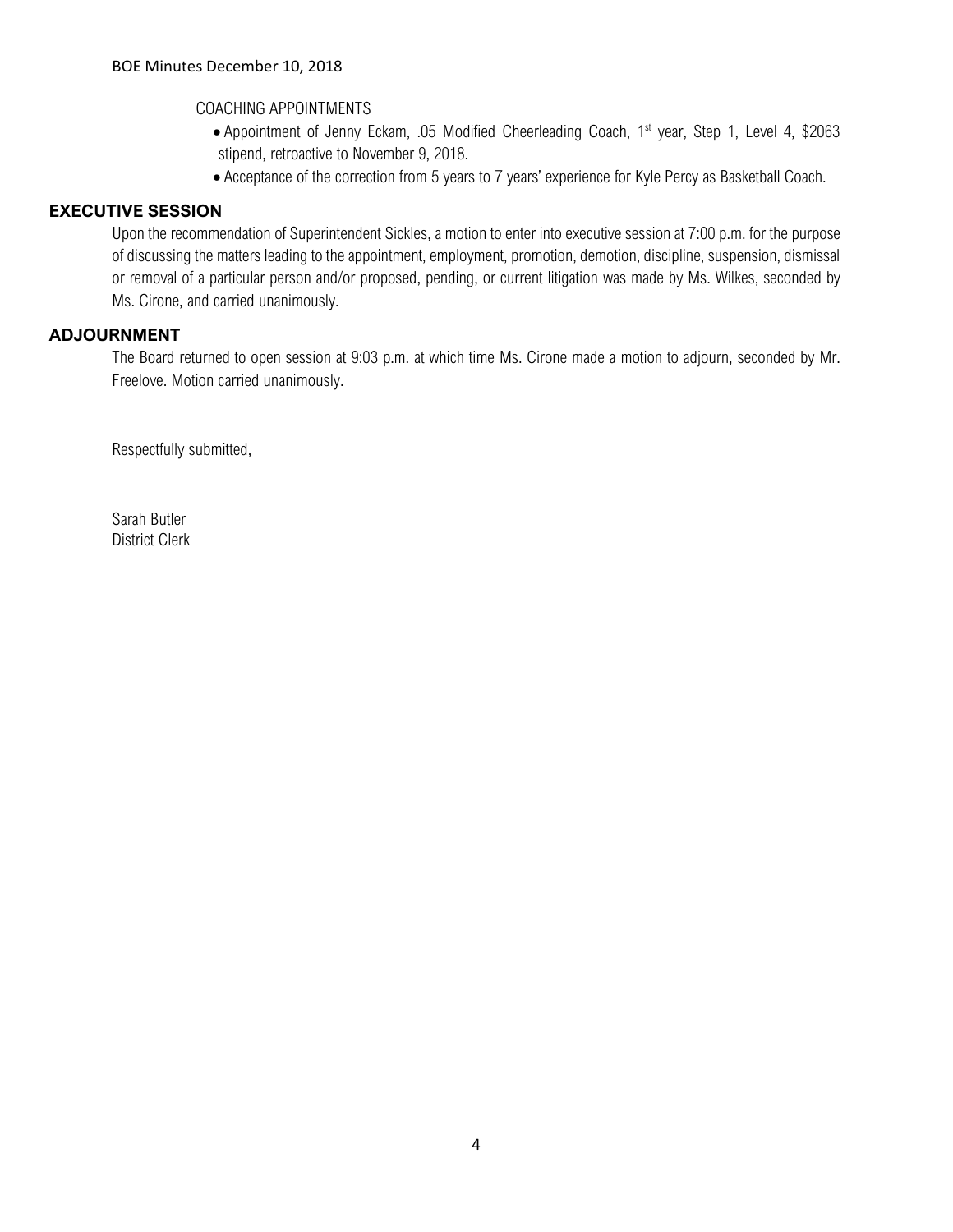COACHING APPOINTMENTS

- Appointment of Jenny Eckam, .05 Modified Cheerleading Coach, 1st year, Step 1, Level 4, $2063 stipend, retroactive to November 9, 2018.
- Acceptance of the correction from 5 years to 7 years' experience for Kyle Percy as Basketball Coach.

## EXECUTIVE SESSION

Upon the recommendation of Superintendent Sickles, a motion to enter into executive session at 7:00 p.m. for the purpose of discussing the matters leading to the appointment, employment, promotion, demotion, discipline, suspension, dismissal or removal of a particular person and/or proposed, pending, or current litigation was made by Ms. Wilkes, seconded by Ms. Cirone, and carried unanimously.

## ADJOURNMENT

The Board returned to open session at 9:03 p.m. at which time Ms. Cirone made a motion to adjourn, seconded by Mr. Freelove. Motion carried unanimously.

Respectfully submitted,

Sarah Butler
District Clerk